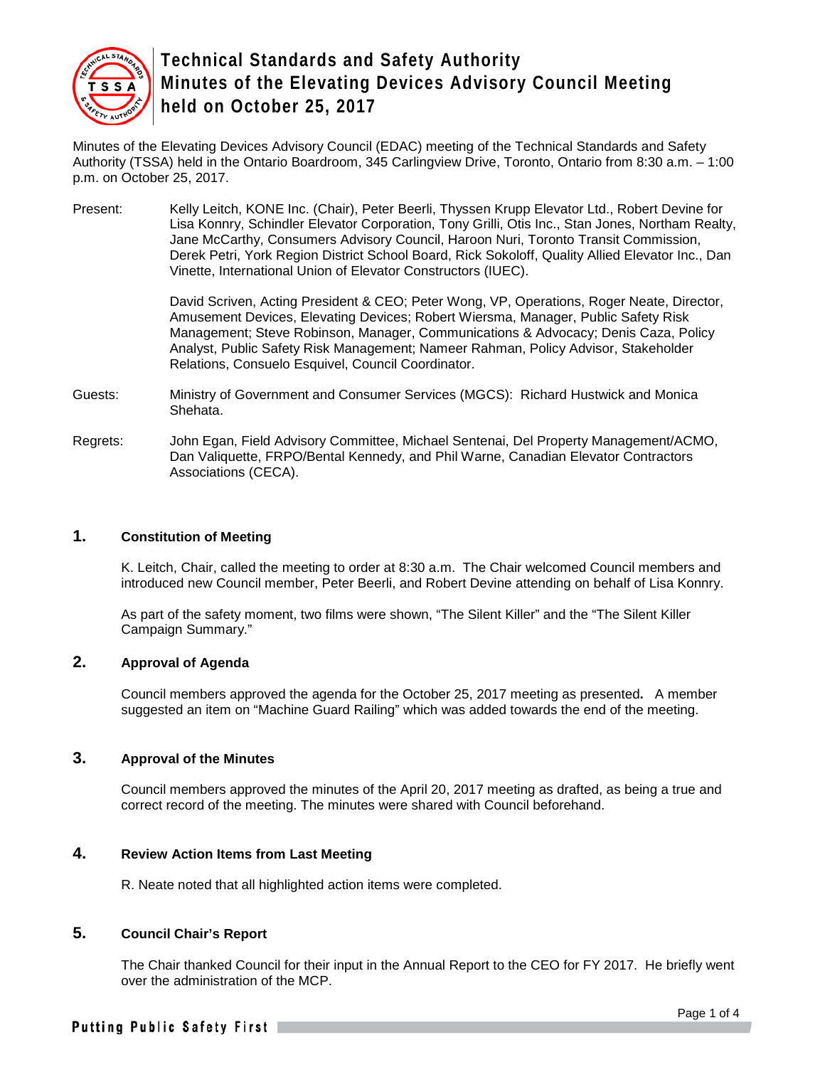# Technical Standards and Safety Authority
# Minutes of the Elevating Devices Advisory Council Meeting held on October 25, 2017

Minutes of the Elevating Devices Advisory Council (EDAC) meeting of the Technical Standards and Safety Authority (TSSA) held in the Ontario Boardroom, 345 Carlingview Drive, Toronto, Ontario from 8:30 a.m. – 1:00 p.m. on October 25, 2017.

Present: Kelly Leitch, KONE Inc. (Chair), Peter Beerli, Thyssen Krupp Elevator Ltd., Robert Devine for Lisa Konnry, Schindler Elevator Corporation, Tony Grilli, Otis Inc., Stan Jones, Northam Realty, Jane McCarthy, Consumers Advisory Council, Haroon Nuri, Toronto Transit Commission, Derek Petri, York Region District School Board, Rick Sokoloff, Quality Allied Elevator Inc., Dan Vinette, International Union of Elevator Constructors (IUEC).

David Scriven, Acting President & CEO; Peter Wong, VP, Operations, Roger Neate, Director, Amusement Devices, Elevating Devices; Robert Wiersma, Manager, Public Safety Risk Management; Steve Robinson, Manager, Communications & Advocacy; Denis Caza, Policy Analyst, Public Safety Risk Management; Nameer Rahman, Policy Advisor, Stakeholder Relations, Consuelo Esquivel, Council Coordinator.

Guests: Ministry of Government and Consumer Services (MGCS): Richard Hustwick and Monica Shehata.

Regrets: John Egan, Field Advisory Committee, Michael Sentenai, Del Property Management/ACMO, Dan Valiquette, FRPO/Bental Kennedy, and Phil Warne, Canadian Elevator Contractors Associations (CECA).

## 1. Constitution of Meeting

K. Leitch, Chair, called the meeting to order at 8:30 a.m. The Chair welcomed Council members and introduced new Council member, Peter Beerli, and Robert Devine attending on behalf of Lisa Konnry.

As part of the safety moment, two films were shown, "The Silent Killer" and the "The Silent Killer Campaign Summary."

## 2. Approval of Agenda

Council members approved the agenda for the October 25, 2017 meeting as presented**.** A member suggested an item on "Machine Guard Railing" which was added towards the end of the meeting.

## 3. Approval of the Minutes

Council members approved the minutes of the April 20, 2017 meeting as drafted, as being a true and correct record of the meeting. The minutes were shared with Council beforehand.

## 4. Review Action Items from Last Meeting

R. Neate noted that all highlighted action items were completed.

## 5. Council Chair's Report

The Chair thanked Council for their input in the Annual Report to the CEO for FY 2017. He briefly went over the administration of the MCP.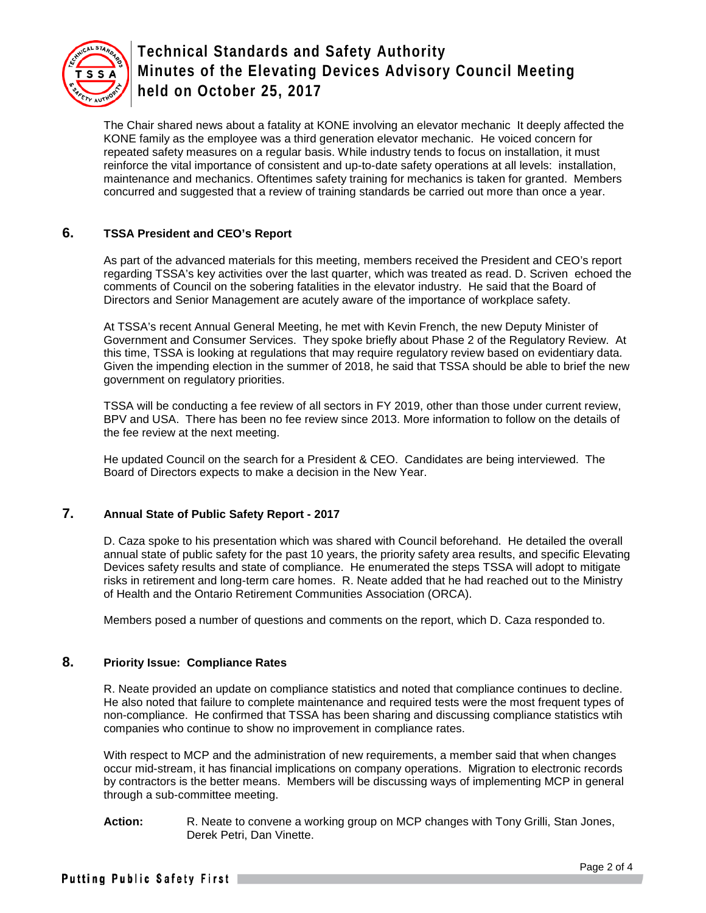The Chair shared news about a fatality at KONE involving an elevator mechanic  It deeply affected the KONE family as the employee was a third generation elevator mechanic.  He voiced concern for repeated safety measures on a regular basis. While industry tends to focus on installation, it must reinforce the vital importance of consistent and up-to-date safety operations at all levels:  installation, maintenance and mechanics. Oftentimes safety training for mechanics is taken for granted.  Members concurred and suggested that a review of training standards be carried out more than once a year.

## 6. TSSA President and CEO's Report

As part of the advanced materials for this meeting, members received the President and CEO's report regarding TSSA's key activities over the last quarter, which was treated as read. D. Scriven  echoed the comments of Council on the sobering fatalities in the elevator industry.  He said that the Board of Directors and Senior Management are acutely aware of the importance of workplace safety.

At TSSA's recent Annual General Meeting, he met with Kevin French, the new Deputy Minister of Government and Consumer Services.  They spoke briefly about Phase 2 of the Regulatory Review.  At this time, TSSA is looking at regulations that may require regulatory review based on evidentiary data.  Given the impending election in the summer of 2018, he said that TSSA should be able to brief the new government on regulatory priorities.

TSSA will be conducting a fee review of all sectors in FY 2019, other than those under current review, BPV and USA.  There has been no fee review since 2013. More information to follow on the details of the fee review at the next meeting.

He updated Council on the search for a President & CEO.  Candidates are being interviewed.  The Board of Directors expects to make a decision in the New Year.

## 7. Annual State of Public Safety Report - 2017

D. Caza spoke to his presentation which was shared with Council beforehand.  He detailed the overall annual state of public safety for the past 10 years, the priority safety area results, and specific Elevating Devices safety results and state of compliance.  He enumerated the steps TSSA will adopt to mitigate risks in retirement and long-term care homes.  R. Neate added that he had reached out to the Ministry of Health and the Ontario Retirement Communities Association (ORCA).

Members posed a number of questions and comments on the report, which D. Caza responded to.

## 8. Priority Issue:  Compliance Rates

R. Neate provided an update on compliance statistics and noted that compliance continues to decline.  He also noted that failure to complete maintenance and required tests were the most frequent types of non-compliance.  He confirmed that TSSA has been sharing and discussing compliance statistics wtih companies who continue to show no improvement in compliance rates.

With respect to MCP and the administration of new requirements, a member said that when changes occur mid-stream, it has financial implications on company operations.  Migration to electronic records by contractors is the better means.  Members will be discussing ways of implementing MCP in general through a sub-committee meeting.

**Action:** R. Neate to convene a working group on MCP changes with Tony Grilli, Stan Jones, Derek Petri, Dan Vinette.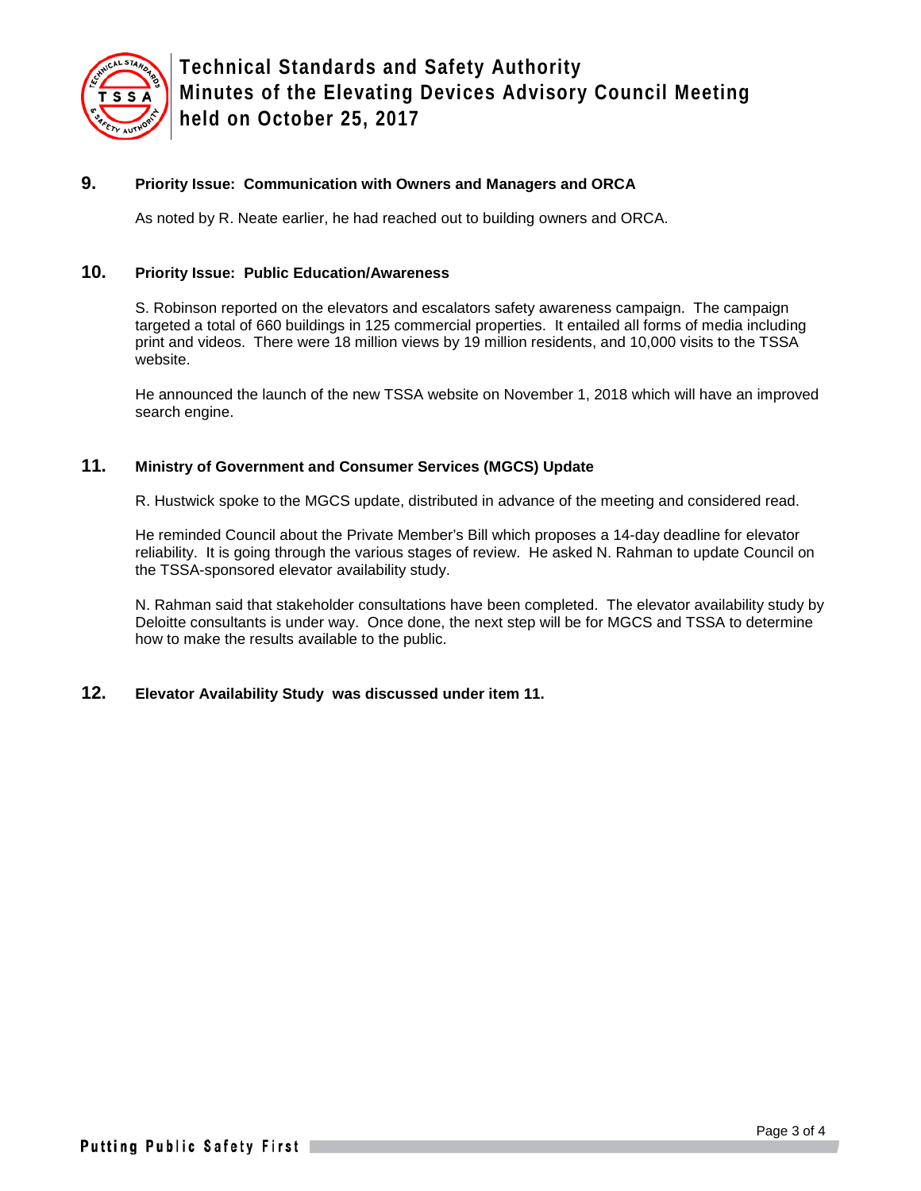## 9. Priority Issue: Communication with Owners and Managers and ORCA

As noted by R. Neate earlier, he had reached out to building owners and ORCA.

## 10. Priority Issue: Public Education/Awareness

S. Robinson reported on the elevators and escalators safety awareness campaign. The campaign targeted a total of 660 buildings in 125 commercial properties. It entailed all forms of media including print and videos. There were 18 million views by 19 million residents, and 10,000 visits to the TSSA website.

He announced the launch of the new TSSA website on November 1, 2018 which will have an improved search engine.

## 11. Ministry of Government and Consumer Services (MGCS) Update

R. Hustwick spoke to the MGCS update, distributed in advance of the meeting and considered read.

He reminded Council about the Private Member's Bill which proposes a 14-day deadline for elevator reliability. It is going through the various stages of review. He asked N. Rahman to update Council on the TSSA-sponsored elevator availability study.

N. Rahman said that stakeholder consultations have been completed. The elevator availability study by Deloitte consultants is under way. Once done, the next step will be for MGCS and TSSA to determine how to make the results available to the public.

## 12. Elevator Availability Study was discussed under item 11.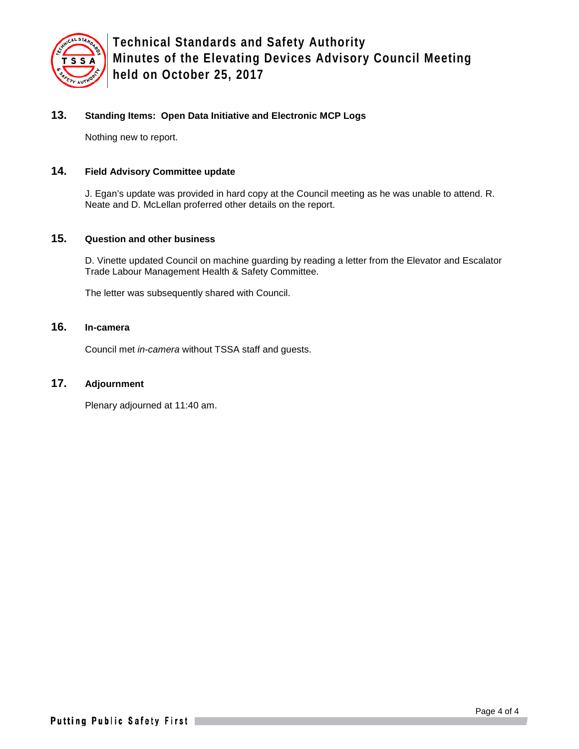## 13. Standing Items: Open Data Initiative and Electronic MCP Logs

Nothing new to report.

## 14. Field Advisory Committee update

J. Egan's update was provided in hard copy at the Council meeting as he was unable to attend. R. Neate and D. McLellan proferred other details on the report.

## 15. Question and other business

D. Vinette updated Council on machine guarding by reading a letter from the Elevator and Escalator Trade Labour Management Health & Safety Committee.

The letter was subsequently shared with Council.

## 16. In-camera

Council met *in-camera* without TSSA staff and guests.

## 17. Adjournment

Plenary adjourned at 11:40 am.